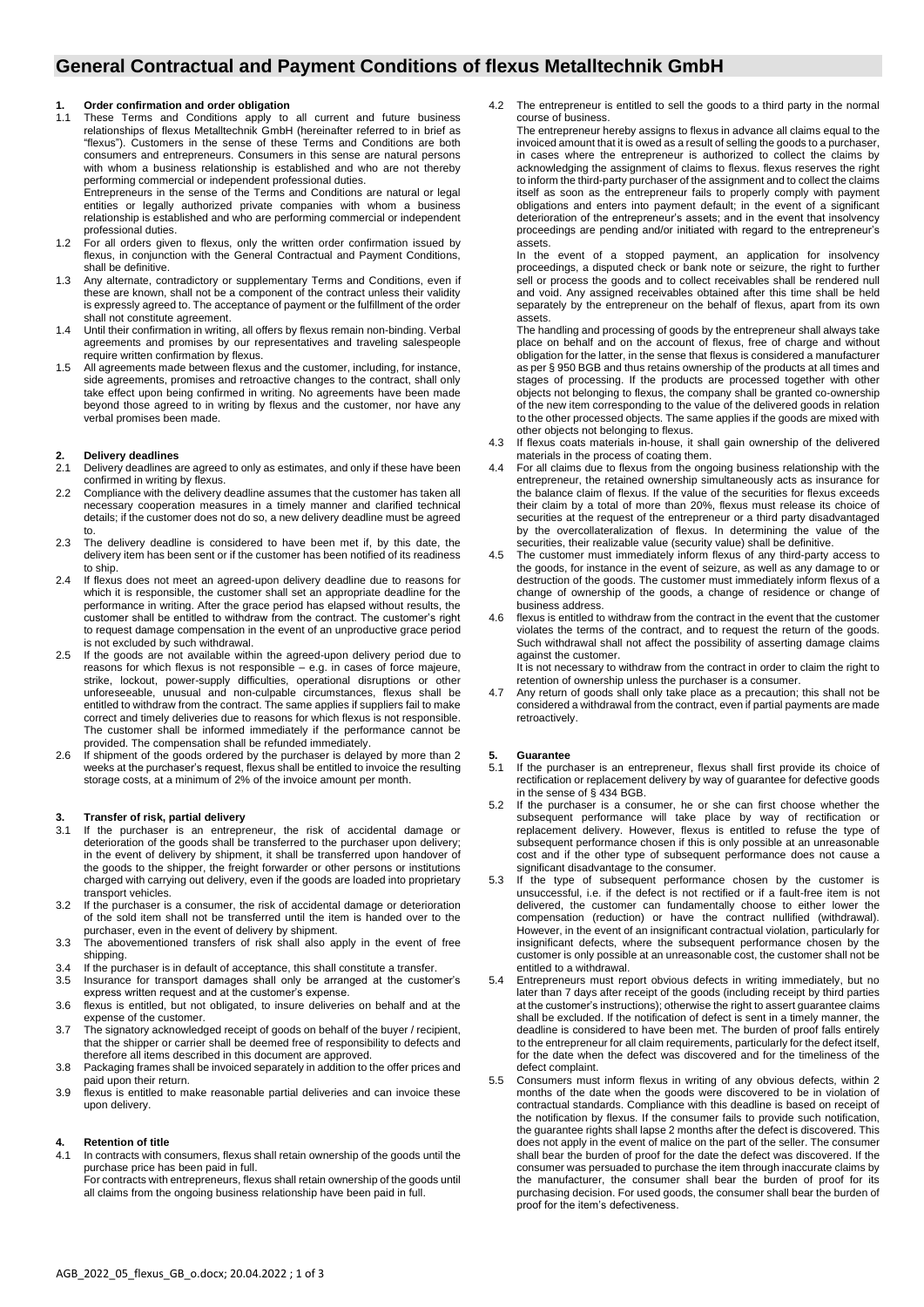# General Contractual and Payment Conditions of flexus Metalltechnik GmbH

## 1. Order confirmation and order obligation

1.1 These Terms and Conditions apply to all current and future business relationships of flexus Metalltechnik GmbH (hereinafter referred to in brief as "flexus"). Customers in the sense of these Terms and Conditions are both consumers and entrepreneurs. Consumers in this sense are natural persons with whom a business relationship is established and who are not thereby performing commercial or independent professional duties.
Entrepreneurs in the sense of the Terms and Conditions are natural or legal entities or legally authorized private companies with whom a business relationship is established and who are performing commercial or independent professional duties.

1.2 For all orders given to flexus, only the written order confirmation issued by flexus, in conjunction with the General Contractual and Payment Conditions, shall be definitive.

1.3 Any alternate, contradictory or supplementary Terms and Conditions, even if these are known, shall not be a component of the contract unless their validity is expressly agreed to. The acceptance of payment or the fulfillment of the order shall not constitute agreement.

1.4 Until their confirmation in writing, all offers by flexus remain non-binding. Verbal agreements and promises by our representatives and traveling salespeople require written confirmation by flexus.

1.5 All agreements made between flexus and the customer, including, for instance, side agreements, promises and retroactive changes to the contract, shall only take effect upon being confirmed in writing. No agreements have been made beyond those agreed to in writing by flexus and the customer, nor have any verbal promises been made.

## 2. Delivery deadlines

2.1 Delivery deadlines are agreed to only as estimates, and only if these have been confirmed in writing by flexus.

2.2 Compliance with the delivery deadline assumes that the customer has taken all necessary cooperation measures in a timely manner and clarified technical details; if the customer does not do so, a new delivery deadline must be agreed to.

2.3 The delivery deadline is considered to have been met if, by this date, the delivery item has been sent or if the customer has been notified of its readiness to ship.

2.4 If flexus does not meet an agreed-upon delivery deadline due to reasons for which it is responsible, the customer shall set an appropriate deadline for the performance in writing. After the grace period has elapsed without results, the customer shall be entitled to withdraw from the contract. The customer's right to request damage compensation in the event of an unproductive grace period is not excluded by such withdrawal.

2.5 If the goods are not available within the agreed-upon delivery period due to reasons for which flexus is not responsible – e.g. in cases of force majeure, strike, lockout, power-supply difficulties, operational disruptions or other unforeseeable, unusual and non-culpable circumstances, flexus shall be entitled to withdraw from the contract. The same applies if suppliers fail to make correct and timely deliveries due to reasons for which flexus is not responsible. The customer shall be informed immediately if the performance cannot be provided. The compensation shall be refunded immediately.

2.6 If shipment of the goods ordered by the purchaser is delayed by more than 2 weeks at the purchaser's request, flexus shall be entitled to invoice the resulting storage costs, at a minimum of 2% of the invoice amount per month.

## 3. Transfer of risk, partial delivery

3.1 If the purchaser is an entrepreneur, the risk of accidental damage or deterioration of the goods shall be transferred to the purchaser upon delivery; in the event of delivery by shipment, it shall be transferred upon handover of the goods to the shipper, the freight forwarder or other persons or institutions charged with carrying out delivery, even if the goods are loaded into proprietary transport vehicles.

3.2 If the purchaser is a consumer, the risk of accidental damage or deterioration of the sold item shall not be transferred until the item is handed over to the purchaser, even in the event of delivery by shipment.

3.3 The abovementioned transfers of risk shall also apply in the event of free shipping.

3.4 If the purchaser is in default of acceptance, this shall constitute a transfer.

3.5 Insurance for transport damages shall only be arranged at the customer's express written request and at the customer's expense.

3.6 flexus is entitled, but not obligated, to insure deliveries on behalf and at the expense of the customer.

3.7 The signatory acknowledged receipt of goods on behalf of the buyer / recipient, that the shipper or carrier shall be deemed free of responsibility to defects and therefore all items described in this document are approved.

3.8 Packaging frames shall be invoiced separately in addition to the offer prices and paid upon their return.

3.9 flexus is entitled to make reasonable partial deliveries and can invoice these upon delivery.

## 4. Retention of title

4.1 In contracts with consumers, flexus shall retain ownership of the goods until the purchase price has been paid in full.
For contracts with entrepreneurs, flexus shall retain ownership of the goods until all claims from the ongoing business relationship have been paid in full.

4.2 The entrepreneur is entitled to sell the goods to a third party in the normal course of business.
The entrepreneur hereby assigns to flexus in advance all claims equal to the invoiced amount that it is owed as a result of selling the goods to a purchaser, in cases where the entrepreneur is authorized to collect the claims by acknowledging the assignment of claims to flexus. flexus reserves the right to inform the third-party purchaser of the assignment and to collect the claims itself as soon as the entrepreneur fails to properly comply with payment obligations and enters into payment default; in the event of a significant deterioration of the entrepreneur's assets; and in the event that insolvency proceedings are pending and/or initiated with regard to the entrepreneur's assets.
In the event of a stopped payment, an application for insolvency proceedings, a disputed check or bank note or seizure, the right to further sell or process the goods and to collect receivables shall be rendered null and void. Any assigned receivables obtained after this time shall be held separately by the entrepreneur on the behalf of flexus, apart from its own assets.
The handling and processing of goods by the entrepreneur shall always take place on behalf and on the account of flexus, free of charge and without obligation for the latter, in the sense that flexus is considered a manufacturer as per § 950 BGB and thus retains ownership of the products at all times and stages of processing. If the products are processed together with other objects not belonging to flexus, the company shall be granted co-ownership of the new item corresponding to the value of the delivered goods in relation to the other processed objects. The same applies if the goods are mixed with other objects not belonging to flexus.

4.3 If flexus coats materials in-house, it shall gain ownership of the delivered materials in the process of coating them.

4.4 For all claims due to flexus from the ongoing business relationship with the entrepreneur, the retained ownership simultaneously acts as insurance for the balance claim of flexus. If the value of the securities for flexus exceeds their claim by a total of more than 20%, flexus must release its choice of securities at the request of the entrepreneur or a third party disadvantaged by the overcollateralization of flexus. In determining the value of the securities, their realizable value (security value) shall be definitive.

4.5 The customer must immediately inform flexus of any third-party access to the goods, for instance in the event of seizure, as well as any damage to or destruction of the goods. The customer must immediately inform flexus of a change of ownership of the goods, a change of residence or change of business address.

4.6 flexus is entitled to withdraw from the contract in the event that the customer violates the terms of the contract, and to request the return of the goods. Such withdrawal shall not affect the possibility of asserting damage claims against the customer.
It is not necessary to withdraw from the contract in order to claim the right to retention of ownership unless the purchaser is a consumer.

4.7 Any return of goods shall only take place as a precaution; this shall not be considered a withdrawal from the contract, even if partial payments are made retroactively.

## 5. Guarantee

5.1 If the purchaser is an entrepreneur, flexus shall first provide its choice of rectification or replacement delivery by way of guarantee for defective goods in the sense of § 434 BGB.

5.2 If the purchaser is a consumer, he or she can first choose whether the subsequent performance will take place by way of rectification or replacement delivery. However, flexus is entitled to refuse the type of subsequent performance chosen if this is only possible at an unreasonable cost and if the other type of subsequent performance does not cause a significant disadvantage to the consumer.

5.3 If the type of subsequent performance chosen by the customer is unsuccessful, i.e. if the defect is not rectified or if a fault-free item is not delivered, the customer can fundamentally choose to either lower the compensation (reduction) or have the contract nullified (withdrawal). However, in the event of an insignificant contractual violation, particularly for insignificant defects, where the subsequent performance chosen by the customer is only possible at an unreasonable cost, the customer shall not be entitled to a withdrawal.

5.4 Entrepreneurs must report obvious defects in writing immediately, but no later than 7 days after receipt of the goods (including receipt by third parties at the customer's instructions); otherwise the right to assert guarantee claims shall be excluded. If the notification of defect is sent in a timely manner, the deadline is considered to have been met. The burden of proof falls entirely to the entrepreneur for all claim requirements, particularly for the defect itself, for the date when the defect was discovered and for the timeliness of the defect complaint.

5.5 Consumers must inform flexus in writing of any obvious defects, within 2 months of the date when the goods were discovered to be in violation of contractual standards. Compliance with this deadline is based on receipt of the notification by flexus. If the consumer fails to provide such notification, the guarantee rights shall lapse 2 months after the defect is discovered. This does not apply in the event of malice on the part of the seller. The consumer shall bear the burden of proof for the date the defect was discovered. If the consumer was persuaded to purchase the item through inaccurate claims by the manufacturer, the consumer shall bear the burden of proof for its purchasing decision. For used goods, the consumer shall bear the burden of proof for the item's defectiveness.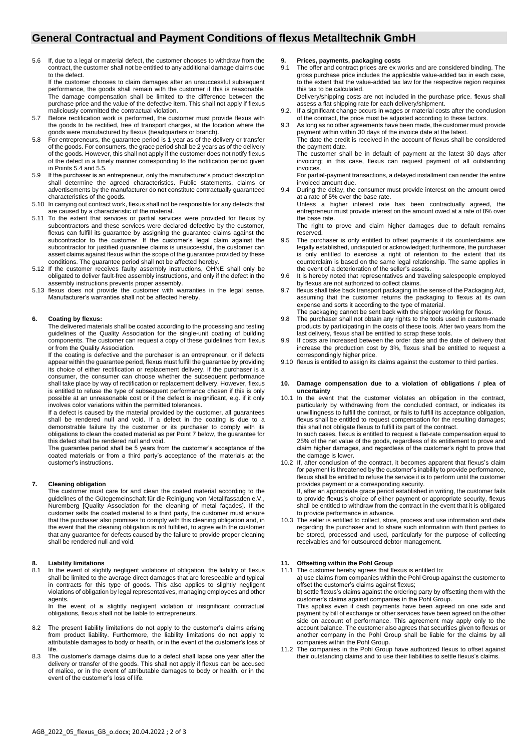# General Contractual and Payment Conditions of flexus Metalltechnik GmbH

5.6 If, due to a legal or material defect, the customer chooses to withdraw from the contract, the customer shall not be entitled to any additional damage claims due to the defect.
If the customer chooses to claim damages after an unsuccessful subsequent performance, the goods shall remain with the customer if this is reasonable. The damage compensation shall be limited to the difference between the purchase price and the value of the defective item. This shall not apply if flexus maliciously committed the contractual violation.

5.7 Before rectification work is performed, the customer must provide flexus with the goods to be rectified, free of transport charges, at the location where the goods were manufactured by flexus (headquarters or branch).

5.8 For entrepreneurs, the guarantee period is 1 year as of the delivery or transfer of the goods. For consumers, the grace period shall be 2 years as of the delivery of the goods. However, this shall not apply if the customer does not notify flexus of the defect in a timely manner corresponding to the notification period given in Points 5.4 and 5.5.

5.9 If the purchaser is an entrepreneur, only the manufacturer's product description shall determine the agreed characteristics. Public statements, claims or advertisements by the manufacturer do not constitute contractually guaranteed characteristics of the goods.

5.10 In carrying out contract work, flexus shall not be responsible for any defects that are caused by a characteristic of the material.

5.11 To the extent that services or partial services were provided for flexus by subcontractors and these services were declared defective by the customer, flexus can fulfill its guarantee by assigning the guarantee claims against the subcontractor to the customer. If the customer's legal claim against the subcontractor for justified guarantee claims is unsuccessful, the customer can assert claims against flexus within the scope of the guarantee provided by these conditions. The guarantee period shall not be affected hereby.

5.12 If the customer receives faulty assembly instructions, OHNE shall only be obligated to deliver fault-free assembly instructions, and only if the defect in the assembly instructions prevents proper assembly.

5.13 flexus does not provide the customer with warranties in the legal sense. Manufacturer's warranties shall not be affected hereby.

## 6. Coating by flexus:

The delivered materials shall be coated according to the processing and testing guidelines of the Quality Association for the single-unit coating of building components. The customer can request a copy of these guidelines from flexus or from the Quality Association.

If the coating is defective and the purchaser is an entrepreneur, or if defects appear within the guarantee period, flexus must fulfill the guarantee by providing its choice of either rectification or replacement delivery. If the purchaser is a consumer, the consumer can choose whether the subsequent performance shall take place by way of rectification or replacement delivery. However, flexus is entitled to refuse the type of subsequent performance chosen if this is only possible at an unreasonable cost or if the defect is insignificant, e.g. if it only involves color variations within the permitted tolerances.

If a defect is caused by the material provided by the customer, all guarantees shall be rendered null and void. If a defect in the coating is due to a demonstrable failure by the customer or its purchaser to comply with its obligations to clean the coated material as per Point 7 below, the guarantee for this defect shall be rendered null and void.

The guarantee period shall be 5 years from the customer's acceptance of the coated materials or from a third party's acceptance of the materials at the customer's instructions.

## 7. Cleaning obligation

The customer must care for and clean the coated material according to the guidelines of the Gütegemeinschaft für die Reinigung von Metallfassaden e.V., Nuremberg [Quality Association for the cleaning of metal façades]. If the customer sells the coated material to a third party, the customer must ensure that the purchaser also promises to comply with this cleaning obligation and, in the event that the cleaning obligation is not fulfilled, to agree with the customer that any guarantee for defects caused by the failure to provide proper cleaning shall be rendered null and void.

## 8. Liability limitations

8.1 In the event of slightly negligent violations of obligation, the liability of flexus shall be limited to the average direct damages that are foreseeable and typical in contracts for this type of goods. This also applies to slightly negligent violations of obligation by legal representatives, managing employees and other agents.
In the event of a slightly negligent violation of insignificant contractual obligations, flexus shall not be liable to entrepreneurs.

8.2 The present liability limitations do not apply to the customer's claims arising from product liability. Furthermore, the liability limitations do not apply to attributable damages to body or health, or in the event of the customer's loss of life.

8.3 The customer's damage claims due to a defect shall lapse one year after the delivery or transfer of the goods. This shall not apply if flexus can be accused of malice, or in the event of attributable damages to body or health, or in the event of the customer's loss of life.

## 9. Prices, payments, packaging costs

9.1 The offer and contract prices are ex works and are considered binding. The gross purchase price includes the applicable value-added tax in each case, to the extent that the value-added tax law for the respective region requires this tax to be calculated.
Delivery/shipping costs are not included in the purchase price. flexus shall assess a flat shipping rate for each delivery/shipment.

9.2. If a significant change occurs in wages or material costs after the conclusion of the contract, the price must be adjusted according to these factors.

9.3 As long as no other agreements have been made, the customer must provide payment within within 30 days of the invoice date at the latest.
The date the credit is received in the account of flexus shall be considered the payment date.
The customer shall be in default of payment at the latest 30 days after invoicing; in this case, flexus can request payment of all outstanding invoices.
For partial-payment transactions, a delayed installment can render the entire invoiced amount due.

9.4 During the delay, the consumer must provide interest on the amount owed at a rate of 5% over the base rate.
Unless a higher interest rate has been contractually agreed, the entrepreneur must provide interest on the amount owed at a rate of 8% over the base rate.
The right to prove and claim higher damages due to default remains reserved.

9.5 The purchaser is only entitled to offset payments if its counterclaims are legally established, undisputed or acknowledged; furthermore, the purchaser is only entitled to exercise a right of retention to the extent that its counterclaim is based on the same legal relationship. The same applies in the event of a deterioration of the seller's assets.

9.6 It is hereby noted that representatives and traveling salespeople employed by flexus are not authorized to collect claims.

9.7 flexus shall take back transport packaging in the sense of the Packaging Act, assuming that the customer returns the packaging to flexus at its own expense and sorts it according to the type of material.
The packaging cannot be sent back with the shipper working for flexus.

9.8 The purchaser shall not obtain any rights to the tools used in custom-made products by participating in the costs of these tools. After two years from the last delivery, flexus shall be entitled to scrap these tools.

9.9 If costs are increased between the order date and the date of delivery that increase the production cost by 3%, flexus shall be entitled to request a correspondingly higher price.

9.10 flexus is entitled to assign its claims against the customer to third parties.

## 10. Damage compensation due to a violation of obligations / plea of uncertainty

10.1 In the event that the customer violates an obligation in the contract, particularly by withdrawing from the concluded contract, or indicates its unwillingness to fulfill the contract, or fails to fulfill its acceptance obligation, flexus shall be entitled to request compensation for the resulting damages; this shall not obligate flexus to fulfill its part of the contract.
In such cases, flexus is entitled to request a flat-rate compensation equal to 25% of the net value of the goods, regardless of its entitlement to prove and claim higher damages, and regardless of the customer's right to prove that the damage is lower.

10.2 If, after conclusion of the contract, it becomes apparent that flexus's claim for payment is threatened by the customer's inability to provide performance, flexus shall be entitled to refuse the service it is to perform until the customer provides payment or a corresponding security.
If, after an appropriate grace period established in writing, the customer fails to provide flexus's choice of either payment or appropriate security, flexus shall be entitled to withdraw from the contract in the event that it is obligated to provide performance in advance.

10.3 The seller is entitled to collect, store, process and use information and data regarding the purchaser and to share such information with third parties to be stored, processed and used, particularly for the purpose of collecting receivables and for outsourced debtor management.

## 11. Offsetting within the Pohl Group

11.1 The customer hereby agrees that flexus is entitled to:
a) use claims from companies within the Pohl Group against the customer to offset the customer's claims against flexus;
b) settle flexus's claims against the ordering party by offsetting them with the customer's claims against companies in the Pohl Group.
This applies even if cash payments have been agreed on one side and payment by bill of exchange or other services have been agreed on the other side on account of performance. This agreement may apply only to the account balance. The customer also agrees that securities given to flexus or another company in the Pohl Group shall be liable for the claims by all companies within the Pohl Group.

11.2 The companies in the Pohl Group have authorized flexus to offset against their outstanding claims and to use their liabilities to settle flexus's claims.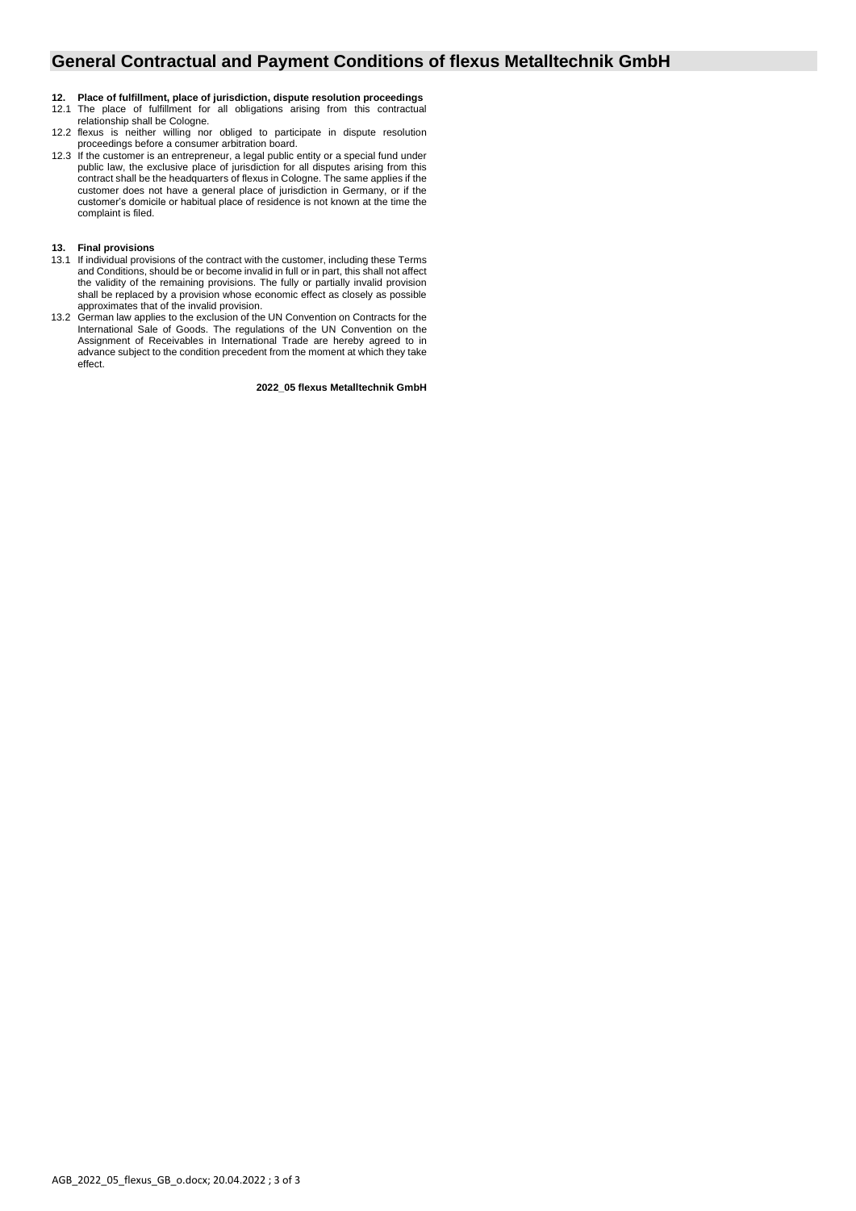# General Contractual and Payment Conditions of flexus Metalltechnik GmbH

**12. Place of fulfillment, place of jurisdiction, dispute resolution proceedings**

12.1 The place of fulfillment for all obligations arising from this contractual relationship shall be Cologne.

12.2 flexus is neither willing nor obliged to participate in dispute resolution proceedings before a consumer arbitration board.

12.3 If the customer is an entrepreneur, a legal public entity or a special fund under public law, the exclusive place of jurisdiction for all disputes arising from this contract shall be the headquarters of flexus in Cologne. The same applies if the customer does not have a general place of jurisdiction in Germany, or if the customer's domicile or habitual place of residence is not known at the time the complaint is filed.

**13. Final provisions**

13.1 If individual provisions of the contract with the customer, including these Terms and Conditions, should be or become invalid in full or in part, this shall not affect the validity of the remaining provisions. The fully or partially invalid provision shall be replaced by a provision whose economic effect as closely as possible approximates that of the invalid provision.

13.2 German law applies to the exclusion of the UN Convention on Contracts for the International Sale of Goods. The regulations of the UN Convention on the Assignment of Receivables in International Trade are hereby agreed to in advance subject to the condition precedent from the moment at which they take effect.

**2022_05 flexus Metalltechnik GmbH**